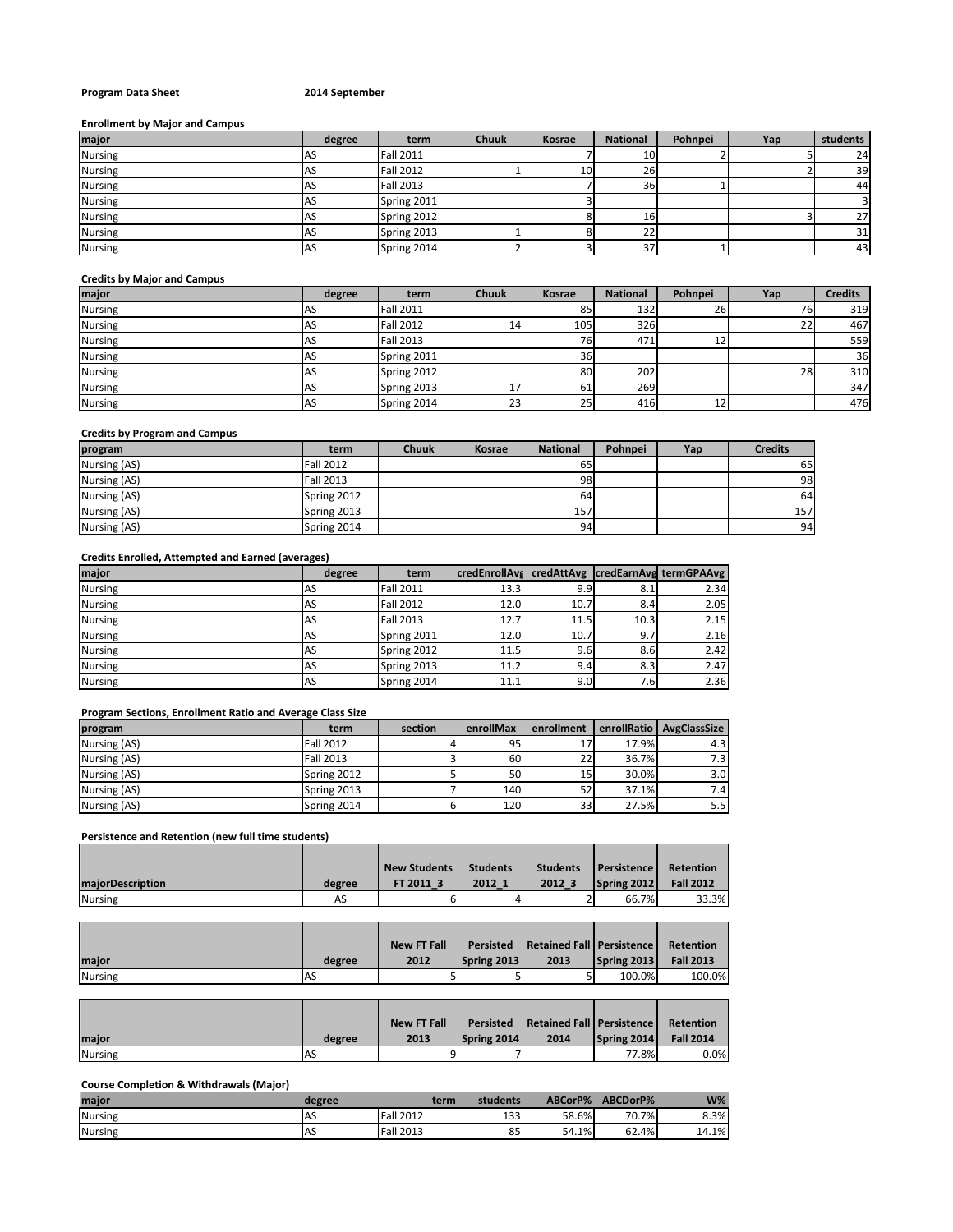**Program Data Sheet** **2014 September**

**Enrollment by Major and Campus**

| major | degree | term | Chuuk | Kosrae | National | Pohnpei | Yap | students |
|---|---|---|---|---|---|---|---|---|
| Nursing | AS | Fall 2011 | | 7 | 10 | 2 | 5 | 24 |
| Nursing | AS | Fall 2012 | 1 | 10 | 26 | | 2 | 39 |
| Nursing | AS | Fall 2013 | | 7 | 36 | 1 | | 44 |
| Nursing | AS | Spring 2011 | | 3 | | | | 3 |
| Nursing | AS | Spring 2012 | | 8 | 16 | | 3 | 27 |
| Nursing | AS | Spring 2013 | 1 | 8 | 22 | | | 31 |
| Nursing | AS | Spring 2014 | 2 | 3 | 37 | 1 | | 43 |

**Credits by Major and Campus**

| major | degree | term | Chuuk | Kosrae | National | Pohnpei | Yap | Credits |
|---|---|---|---|---|---|---|---|---|
| Nursing | AS | Fall 2011 | | 85 | 132 | 26 | 76 | 319 |
| Nursing | AS | Fall 2012 | 14 | 105 | 326 | | 22 | 467 |
| Nursing | AS | Fall 2013 | | 76 | 471 | 12 | | 559 |
| Nursing | AS | Spring 2011 | | 36 | | | | 36 |
| Nursing | AS | Spring 2012 | | 80 | 202 | | 28 | 310 |
| Nursing | AS | Spring 2013 | 17 | 61 | 269 | | | 347 |
| Nursing | AS | Spring 2014 | 23 | 25 | 416 | 12 | | 476 |

**Credits by Program and Campus**

| program | term | Chuuk | Kosrae | National | Pohnpei | Yap | Credits |
|---|---|---|---|---|---|---|---|
| Nursing (AS) | Fall 2012 | | | 65 | | | 65 |
| Nursing (AS) | Fall 2013 | | | 98 | | | 98 |
| Nursing (AS) | Spring 2012 | | | 64 | | | 64 |
| Nursing (AS) | Spring 2013 | | | 157 | | | 157 |
| Nursing (AS) | Spring 2014 | | | 94 | | | 94 |

**Credits Enrolled, Attempted and Earned (averages)**

| major | degree | term | credEnrollAvg | credAttAvg | credEarnAvg | termGPAAvg |
|---|---|---|---|---|---|---|
| Nursing | AS | Fall 2011 | 13.3 | 9.9 | 8.1 | 2.34 |
| Nursing | AS | Fall 2012 | 12.0 | 10.7 | 8.4 | 2.05 |
| Nursing | AS | Fall 2013 | 12.7 | 11.5 | 10.3 | 2.15 |
| Nursing | AS | Spring 2011 | 12.0 | 10.7 | 9.7 | 2.16 |
| Nursing | AS | Spring 2012 | 11.5 | 9.6 | 8.6 | 2.42 |
| Nursing | AS | Spring 2013 | 11.2 | 9.4 | 8.3 | 2.47 |
| Nursing | AS | Spring 2014 | 11.1 | 9.0 | 7.6 | 2.36 |

**Program Sections, Enrollment Ratio and Average Class Size**

| program | term | section | enrollMax | enrollment | enrollRatio | AvgClassSize |
|---|---|---|---|---|---|---|
| Nursing (AS) | Fall 2012 | 4 | 95 | 17 | 17.9% | 4.3 |
| Nursing (AS) | Fall 2013 | 3 | 60 | 22 | 36.7% | 7.3 |
| Nursing (AS) | Spring 2012 | 5 | 50 | 15 | 30.0% | 3.0 |
| Nursing (AS) | Spring 2013 | 7 | 140 | 52 | 37.1% | 7.4 |
| Nursing (AS) | Spring 2014 | 6 | 120 | 33 | 27.5% | 5.5 |

**Persistence and Retention (new full time students)**

| majorDescription | degree | New Students FT 2011_3 | Students 2012_1 | Students 2012_3 | Persistence Spring 2012 | Retention Fall 2012 |
|---|---|---|---|---|---|---|
| Nursing | AS | 6 | 4 | 2 | 66.7% | 33.3% |

| major | degree | New FT Fall 2012 | Persisted Spring 2013 | Retained Fall 2013 | Persistence Spring 2013 | Retention Fall 2013 |
|---|---|---|---|---|---|---|
| Nursing | AS | 5 | 5 | 5 | 100.0% | 100.0% |

| major | degree | New FT Fall 2013 | Persisted Spring 2014 | Retained Fall 2014 | Persistence Spring 2014 | Retention Fall 2014 |
|---|---|---|---|---|---|---|
| Nursing | AS | 9 | 7 | | 77.8% | 0.0% |

**Course Completion & Withdrawals (Major)**

| major | degree | term | students | ABCorP% | ABCDorP% | W% |
|---|---|---|---|---|---|---|
| Nursing | AS | Fall 2012 | 133 | 58.6% | 70.7% | 8.3% |
| Nursing | AS | Fall 2013 | 85 | 54.1% | 62.4% | 14.1% |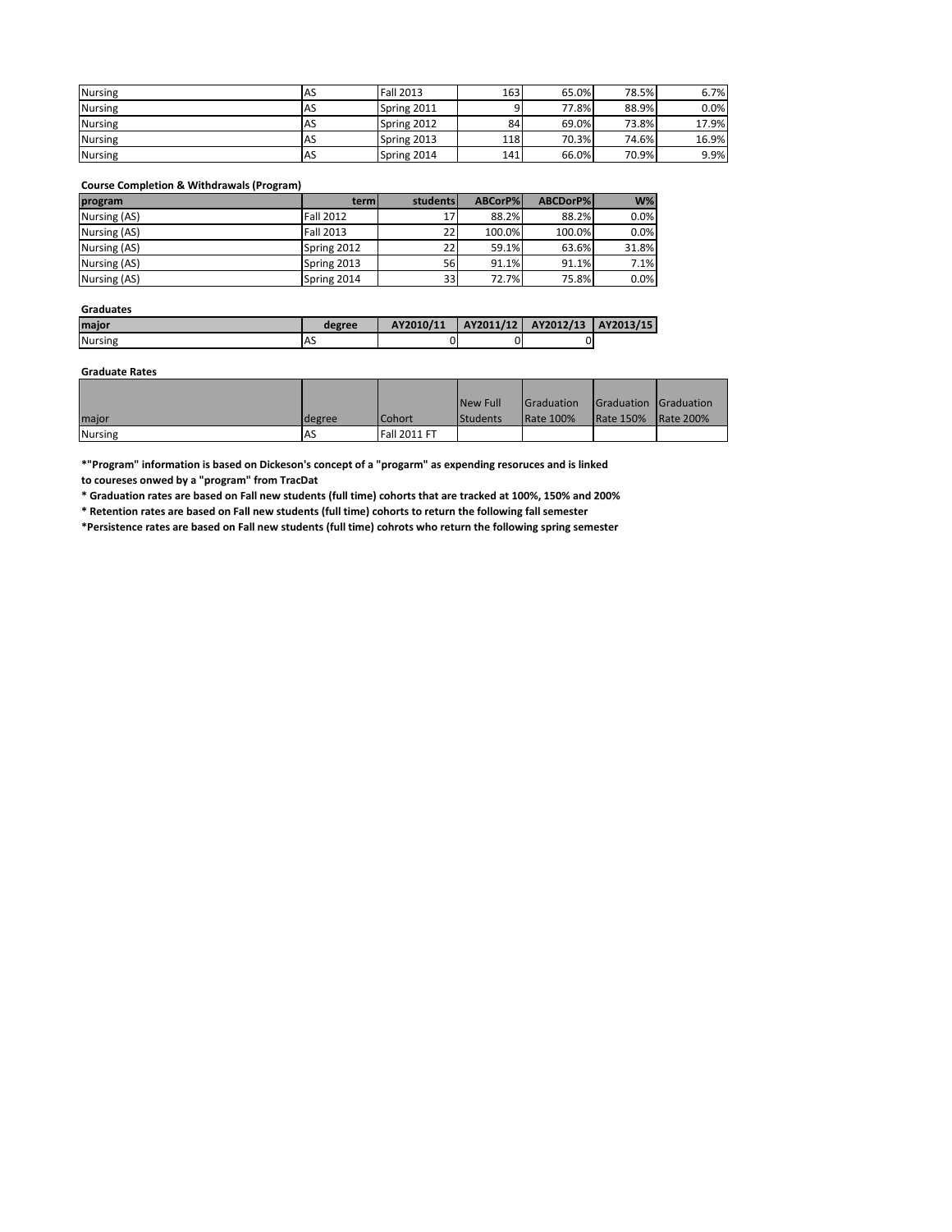| | | | | | | |
|---|---|---|---|---|---|---|
| Nursing | AS | Fall 2013 | 163 | 65.0% | 78.5% | 6.7% |
| Nursing | AS | Spring 2011 | 9 | 77.8% | 88.9% | 0.0% |
| Nursing | AS | Spring 2012 | 84 | 69.0% | 73.8% | 17.9% |
| Nursing | AS | Spring 2013 | 118 | 70.3% | 74.6% | 16.9% |
| Nursing | AS | Spring 2014 | 141 | 66.0% | 70.9% | 9.9% |

**Course Completion & Withdrawals (Program)**

| program | term | students | ABCorP% | ABCDorP% | W% |
|---|---|---|---|---|---|
| Nursing (AS) | Fall 2012 | 17 | 88.2% | 88.2% | 0.0% |
| Nursing (AS) | Fall 2013 | 22 | 100.0% | 100.0% | 0.0% |
| Nursing (AS) | Spring 2012 | 22 | 59.1% | 63.6% | 31.8% |
| Nursing (AS) | Spring 2013 | 56 | 91.1% | 91.1% | 7.1% |
| Nursing (AS) | Spring 2014 | 33 | 72.7% | 75.8% | 0.0% |

**Graduates**

| major | degree | AY2010/11 | AY2011/12 | AY2012/13 | AY2013/15 |
|---|---|---|---|---|---|
| Nursing | AS | 0 | 0 | 0 | |

**Graduate Rates**

| major | degree | Cohort | New Full Students | Graduation Rate 100% | Graduation Rate 150% | Graduation Rate 200% |
|---|---|---|---|---|---|---|
| Nursing | AS | Fall 2011 FT | | | | |

***"Program" information is based on Dickeson's concept of a "progarm" as expending resoruces and is linked to coureses onwed by a "program" from TracDat**

**\* Graduation rates are based on Fall new students (full time) cohorts that are tracked at 100%, 150% and 200%**

**\* Retention rates are based on Fall new students (full time) cohorts to return the following fall semester**

**\*Persistence rates are based on Fall new students (full time) cohrots who return the following spring semester**